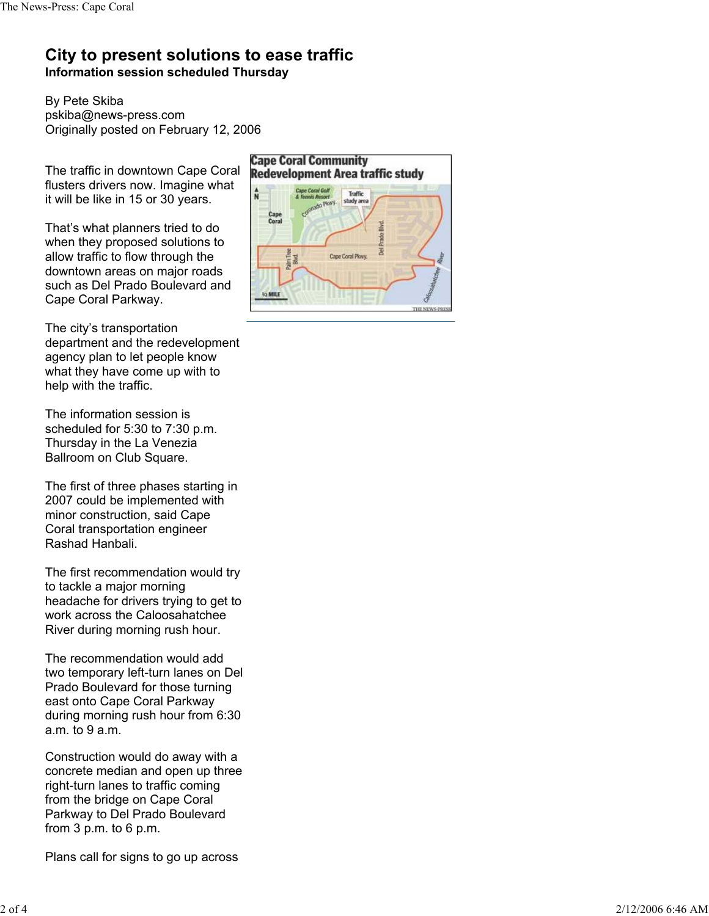# City to present solutions to ease traffic

**Information session scheduled Thursday**

By Pete Skiba
pskiba@news-press.com
Originally posted on February 12, 2006

The traffic in downtown Cape Coral flusters drivers now. Imagine what it will be like in 15 or 30 years.

That's what planners tried to do when they proposed solutions to allow traffic to flow through the downtown areas on major roads such as Del Prado Boulevard and Cape Coral Parkway.

The city's transportation department and the redevelopment agency plan to let people know what they have come up with to help with the traffic.

The information session is scheduled for 5:30 to 7:30 p.m. Thursday in the La Venezia Ballroom on Club Square.

The first of three phases starting in 2007 could be implemented with minor construction, said Cape Coral transportation engineer Rashad Hanbali.

The first recommendation would try to tackle a major morning headache for drivers trying to get to work across the Caloosahatchee River during morning rush hour.

The recommendation would add two temporary left-turn lanes on Del Prado Boulevard for those turning east onto Cape Coral Parkway during morning rush hour from 6:30 a.m. to 9 a.m.

Construction would do away with a concrete median and open up three right-turn lanes to traffic coming from the bridge on Cape Coral Parkway to Del Prado Boulevard from 3 p.m. to 6 p.m.

Plans call for signs to go up across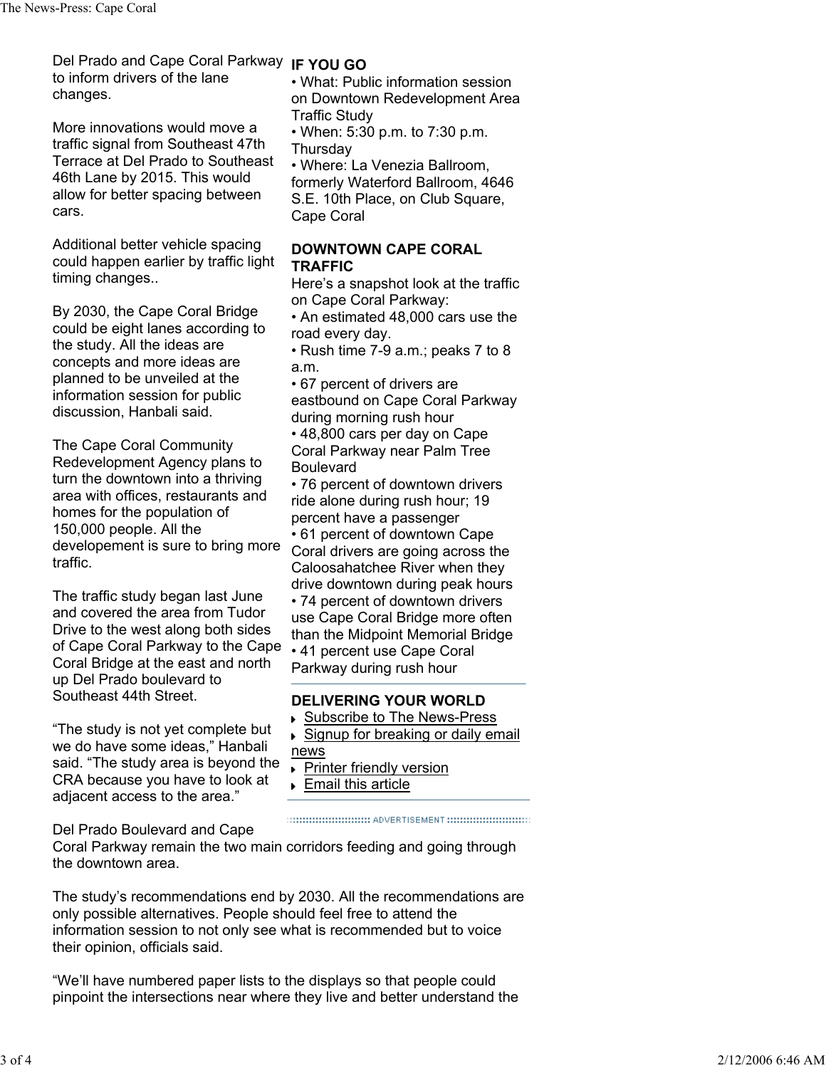Del Prado and Cape Coral Parkway to inform drivers of the lane changes.

More innovations would move a traffic signal from Southeast 47th Terrace at Del Prado to Southeast 46th Lane by 2015. This would allow for better spacing between cars.

Additional better vehicle spacing could happen earlier by traffic light timing changes..

By 2030, the Cape Coral Bridge could be eight lanes according to the study. All the ideas are concepts and more ideas are planned to be unveiled at the information session for public discussion, Hanbali said.

The Cape Coral Community Redevelopment Agency plans to turn the downtown into a thriving area with offices, restaurants and homes for the population of 150,000 people. All the developement is sure to bring more traffic.

The traffic study began last June and covered the area from Tudor Drive to the west along both sides of Cape Coral Parkway to the Cape Coral Bridge at the east and north up Del Prado boulevard to Southeast 44th Street.

“The study is not yet complete but we do have some ideas,” Hanbali said. “The study area is beyond the CRA because you have to look at adjacent access to the area.”

Del Prado Boulevard and Cape Coral Parkway remain the two main corridors feeding and going through the downtown area.

The study’s recommendations end by 2030. All the recommendations are only possible alternatives. People should feel free to attend the information session to not only see what is recommended but to voice their opinion, officials said.

“We’ll have numbered paper lists to the displays so that people could pinpoint the intersections near where they live and better understand the

**IF YOU GO**

• What: Public information session on Downtown Redevelopment Area Traffic Study
• When: 5:30 p.m. to 7:30 p.m. Thursday
• Where: La Venezia Ballroom, formerly Waterford Ballroom, 4646 S.E. 10th Place, on Club Square, Cape Coral

**DOWNTOWN CAPE CORAL TRAFFIC**

Here’s a snapshot look at the traffic on Cape Coral Parkway:

• An estimated 48,000 cars use the road every day.
• Rush time 7-9 a.m.; peaks 7 to 8 a.m.
• 67 percent of drivers are eastbound on Cape Coral Parkway during morning rush hour
• 48,800 cars per day on Cape Coral Parkway near Palm Tree Boulevard
• 76 percent of downtown drivers ride alone during rush hour; 19 percent have a passenger
• 61 percent of downtown Cape Coral drivers are going across the Caloosahatchee River when they drive downtown during peak hours
• 74 percent of downtown drivers use Cape Coral Bridge more often than the Midpoint Memorial Bridge
• 41 percent use Cape Coral Parkway during rush hour

**DELIVERING YOUR WORLD**

- Subscribe to The News-Press
- Signup for breaking or daily email news
- Printer friendly version
- Email this article

ADVERTISEMENT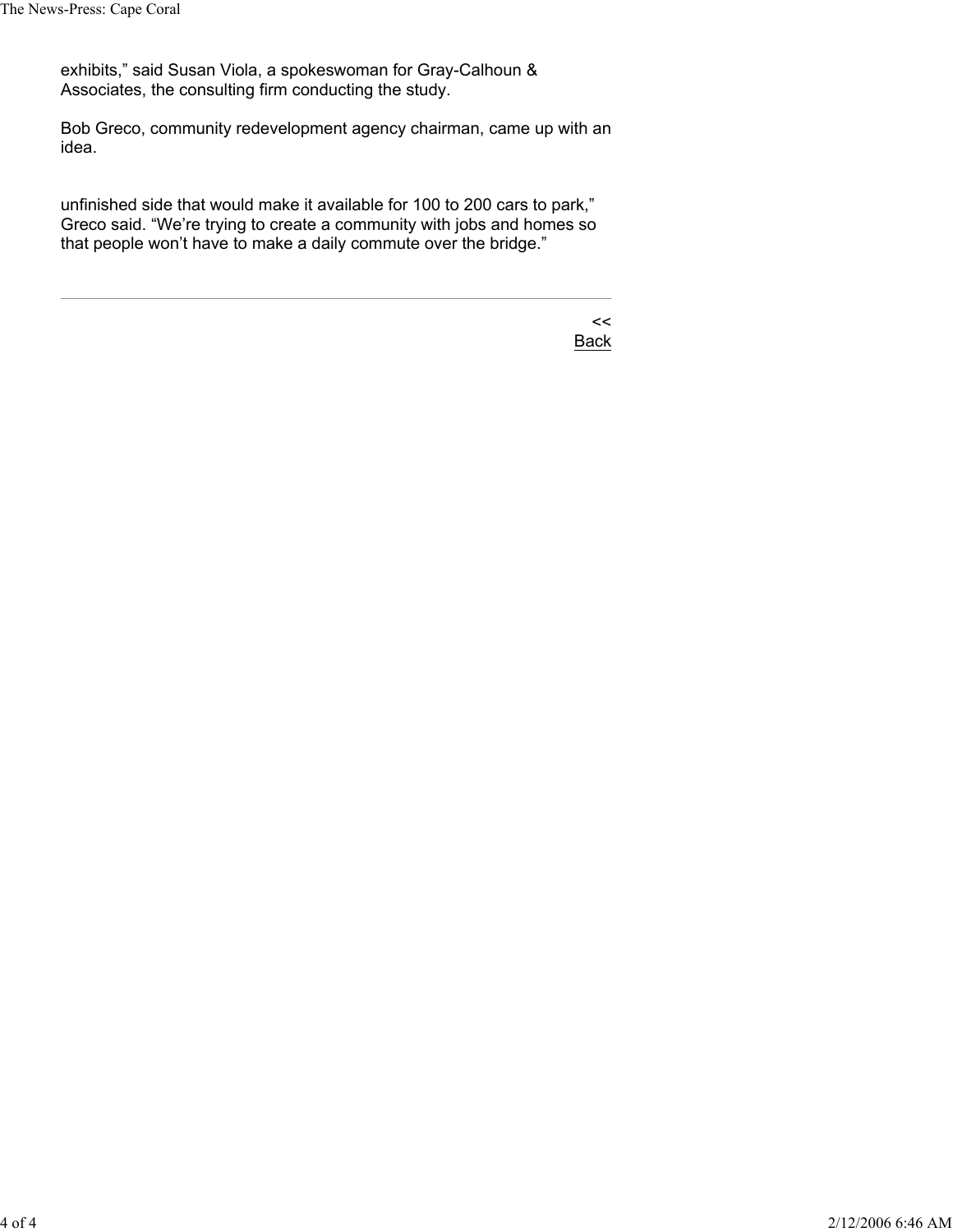exhibits," said Susan Viola, a spokeswoman for Gray-Calhoun & Associates, the consulting firm conducting the study.

Bob Greco, community redevelopment agency chairman, came up with an idea.

unfinished side that would make it available for 100 to 200 cars to park," Greco said. "We're trying to create a community with jobs and homes so that people won't have to make a daily commute over the bridge."

---

<< Back